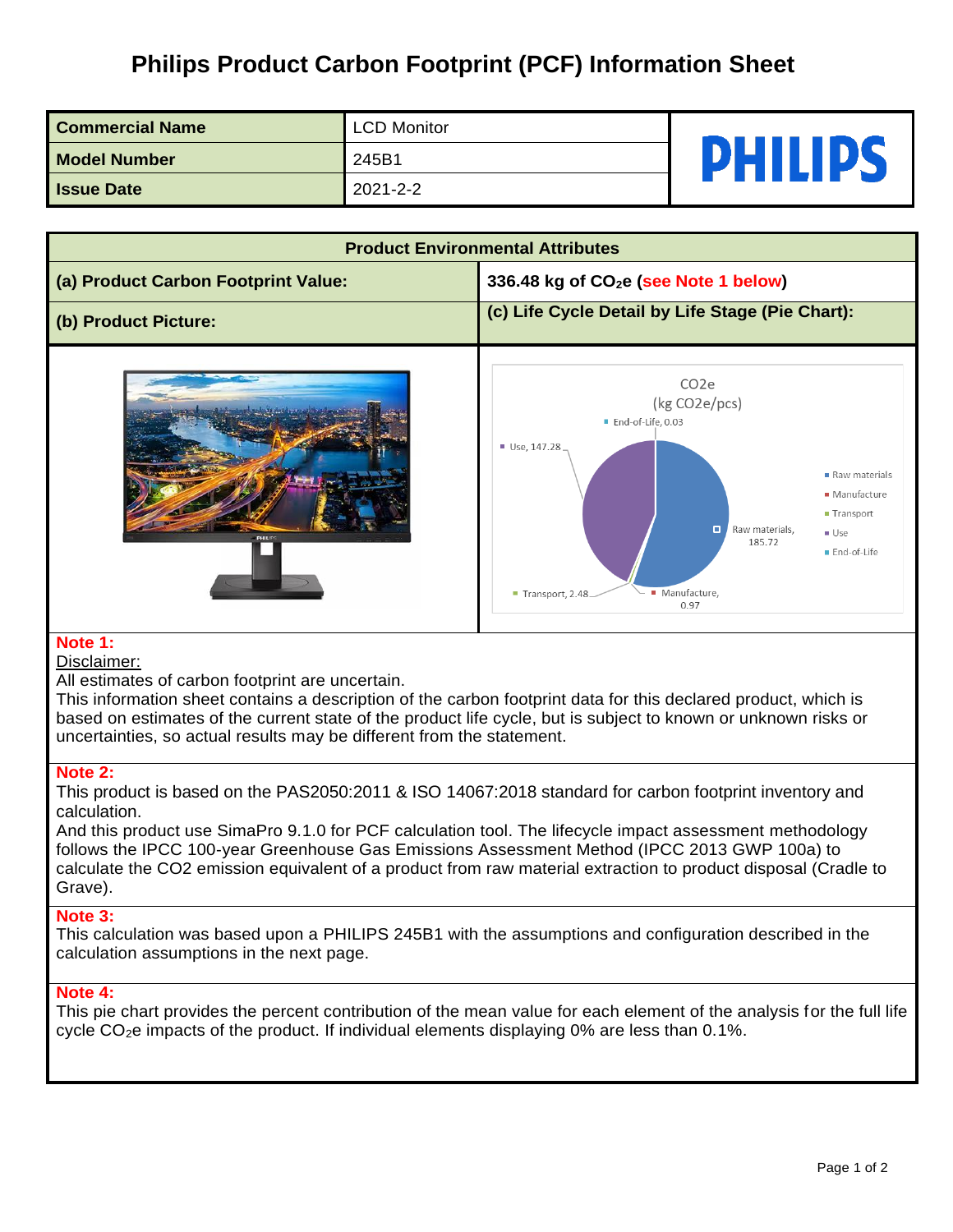# Philips Product Carbon Footprint (PCF) Information Sheet

| Commercial Name | LCD Monitor |
|---|---|
| Model Number | 245B1 |
| Issue Date | 2021-2-2 |

PHILIPS

| Product Environmental Attributes | |
|---|---|
| (a) Product Carbon Footprint Value: | 336.48 kg of $CO_2e$ (see Note 1 below) |
| (b) Product Picture: | (c) Life Cycle Detail by Life Stage (Pie Chart): |

CO2e (kg CO2e/pcs)

- Raw materials, 185.72
- Manufacture, 0.97
- Transport, 2.48
- Use, 147.28
- End-of-Life, 0.03

**Note 1:**

Disclaimer:

All estimates of carbon footprint are uncertain.
This information sheet contains a description of the carbon footprint data for this declared product, which is based on estimates of the current state of the product life cycle, but is subject to known or unknown risks or uncertainties, so actual results may be different from the statement.

**Note 2:**

This product is based on the PAS2050:2011 & ISO 14067:2018 standard for carbon footprint inventory and calculation.
And this product use SimaPro 9.1.0 for PCF calculation tool. The lifecycle impact assessment methodology follows the IPCC 100-year Greenhouse Gas Emissions Assessment Method (IPCC 2013 GWP 100a) to calculate the CO2 emission equivalent of a product from raw material extraction to product disposal (Cradle to Grave).

**Note 3:**

This calculation was based upon a PHILIPS 245B1 with the assumptions and configuration described in the calculation assumptions in the next page.

**Note 4:**

This pie chart provides the percent contribution of the mean value for each element of the analysis for the full life cycle $CO_2e$ impacts of the product. If individual elements displaying 0% are less than 0.1%.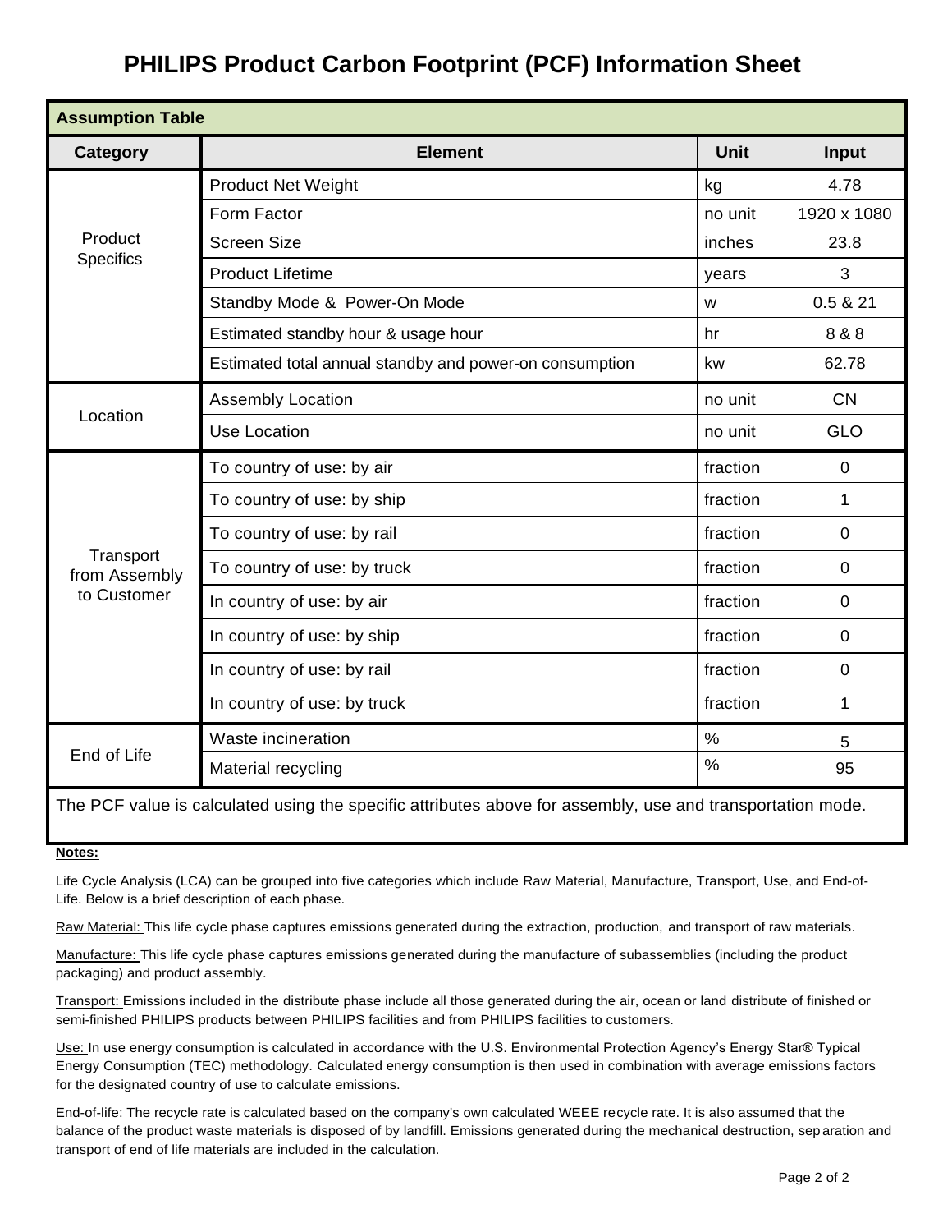# PHILIPS Product Carbon Footprint (PCF) Information Sheet

| Assumption Table | | | |
|---|---|---|---|
| **Category** | **Element** | **Unit** | **Input** |
| Product Specifics | Product Net Weight | kg | 4.78 |
| | Form Factor | no unit | 1920 x 1080 |
| | Screen Size | inches | 23.8 |
| | Product Lifetime | years | 3 |
| | Standby Mode & Power-On Mode | w | 0.5 & 21 |
| | Estimated standby hour & usage hour | hr | 8 & 8 |
| | Estimated total annual standby and power-on consumption | kw | 62.78 |
| Location | Assembly Location | no unit | CN |
| | Use Location | no unit | GLO |
| Transport from Assembly to Customer | To country of use: by air | fraction | 0 |
| | To country of use: by ship | fraction | 1 |
| | To country of use: by rail | fraction | 0 |
| | To country of use: by truck | fraction | 0 |
| | In country of use: by air | fraction | 0 |
| | In country of use: by ship | fraction | 0 |
| | In country of use: by rail | fraction | 0 |
| | In country of use: by truck | fraction | 1 |
| End of Life | Waste incineration | % | 5 |
| | Material recycling | % | 95 |

The PCF value is calculated using the specific attributes above for assembly, use and transportation mode.

**Notes:**

Life Cycle Analysis (LCA) can be grouped into five categories which include Raw Material, Manufacture, Transport, Use, and End-of-Life. Below is a brief description of each phase.

Raw Material: This life cycle phase captures emissions generated during the extraction, production, and transport of raw materials.

Manufacture: This life cycle phase captures emissions generated during the manufacture of subassemblies (including the product packaging) and product assembly.

Transport: Emissions included in the distribute phase include all those generated during the air, ocean or land distribute of finished or semi-finished PHILIPS products between PHILIPS facilities and from PHILIPS facilities to customers.

Use: In use energy consumption is calculated in accordance with the U.S. Environmental Protection Agency's Energy Star® Typical Energy Consumption (TEC) methodology. Calculated energy consumption is then used in combination with average emissions factors for the designated country of use to calculate emissions.

End-of-life: The recycle rate is calculated based on the company's own calculated WEEE recycle rate. It is also assumed that the balance of the product waste materials is disposed of by landfill. Emissions generated during the mechanical destruction, separation and transport of end of life materials are included in the calculation.